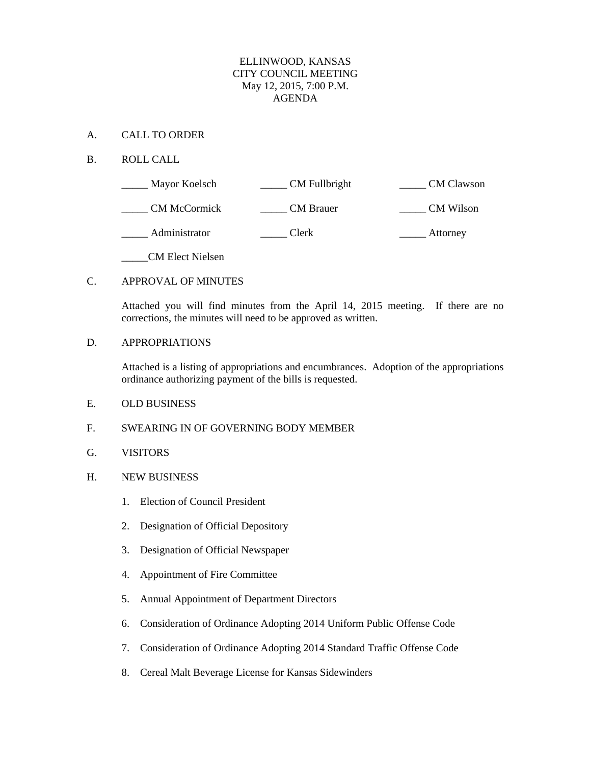# ELLINWOOD, KANSAS
# CITY COUNCIL MEETING
# May 12, 2015, 7:00 P.M.
# AGENDA

A. CALL TO ORDER

B. ROLL CALL

_____ Mayor Koelsch _____ CM Fullbright _____ CM Clawson

_____ CM McCormick _____ CM Brauer _____ CM Wilson

_____ Administrator _____ Clerk _____ Attorney

_____CM Elect Nielsen

C. APPROVAL OF MINUTES

Attached you will find minutes from the April 14, 2015 meeting. If there are no corrections, the minutes will need to be approved as written.

D. APPROPRIATIONS

Attached is a listing of appropriations and encumbrances. Adoption of the appropriations ordinance authorizing payment of the bills is requested.

E. OLD BUSINESS

F. SWEARING IN OF GOVERNING BODY MEMBER

G. VISITORS

H. NEW BUSINESS

1. Election of Council President
2. Designation of Official Depository
3. Designation of Official Newspaper
4. Appointment of Fire Committee
5. Annual Appointment of Department Directors
6. Consideration of Ordinance Adopting 2014 Uniform Public Offense Code
7. Consideration of Ordinance Adopting 2014 Standard Traffic Offense Code
8. Cereal Malt Beverage License for Kansas Sidewinders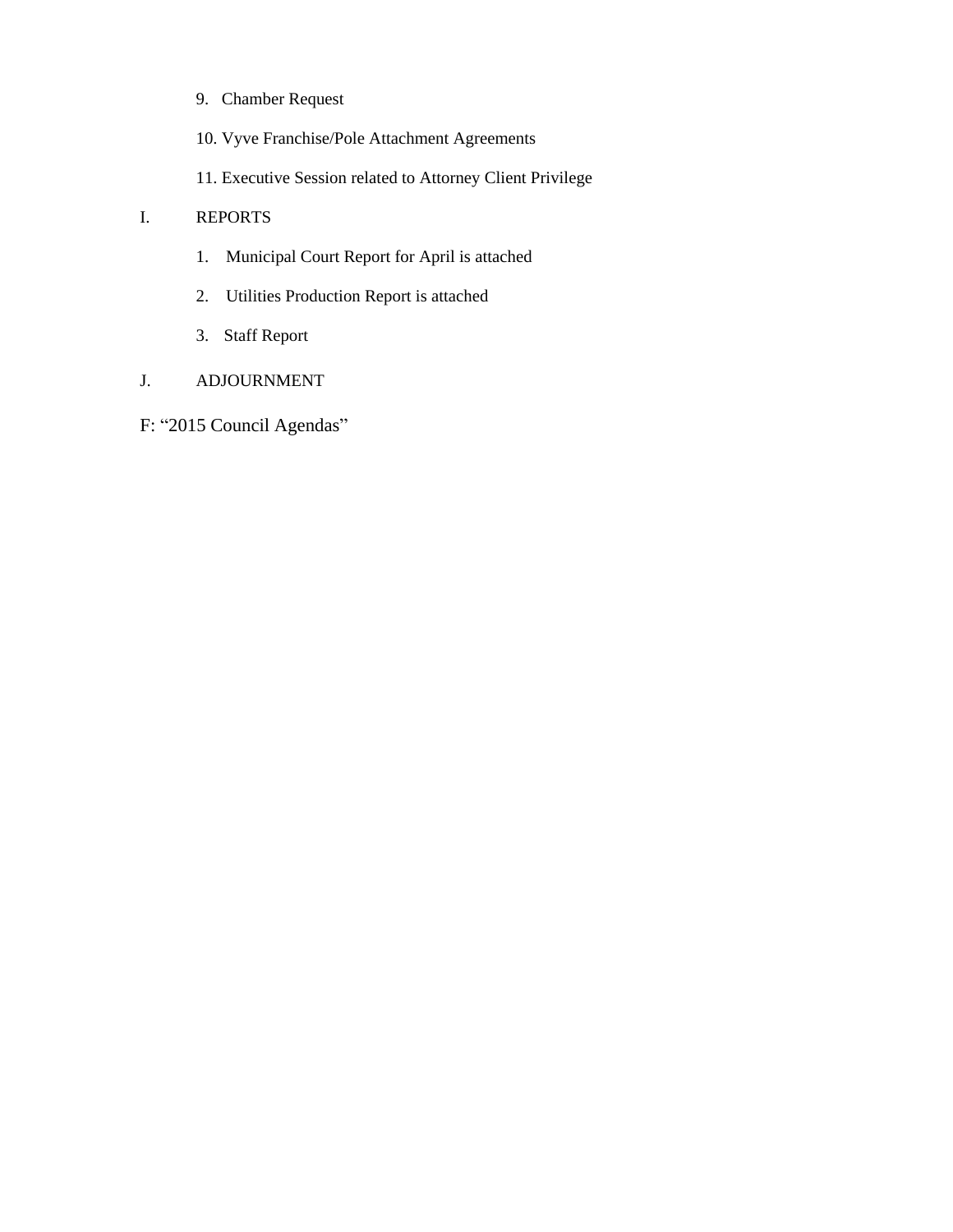9. Chamber Request

10. Vyve Franchise/Pole Attachment Agreements

11. Executive Session related to Attorney Client Privilege

I. REPORTS

1. Municipal Court Report for April is attached

2. Utilities Production Report is attached

3. Staff Report

J. ADJOURNMENT

F: “2015 Council Agendas”